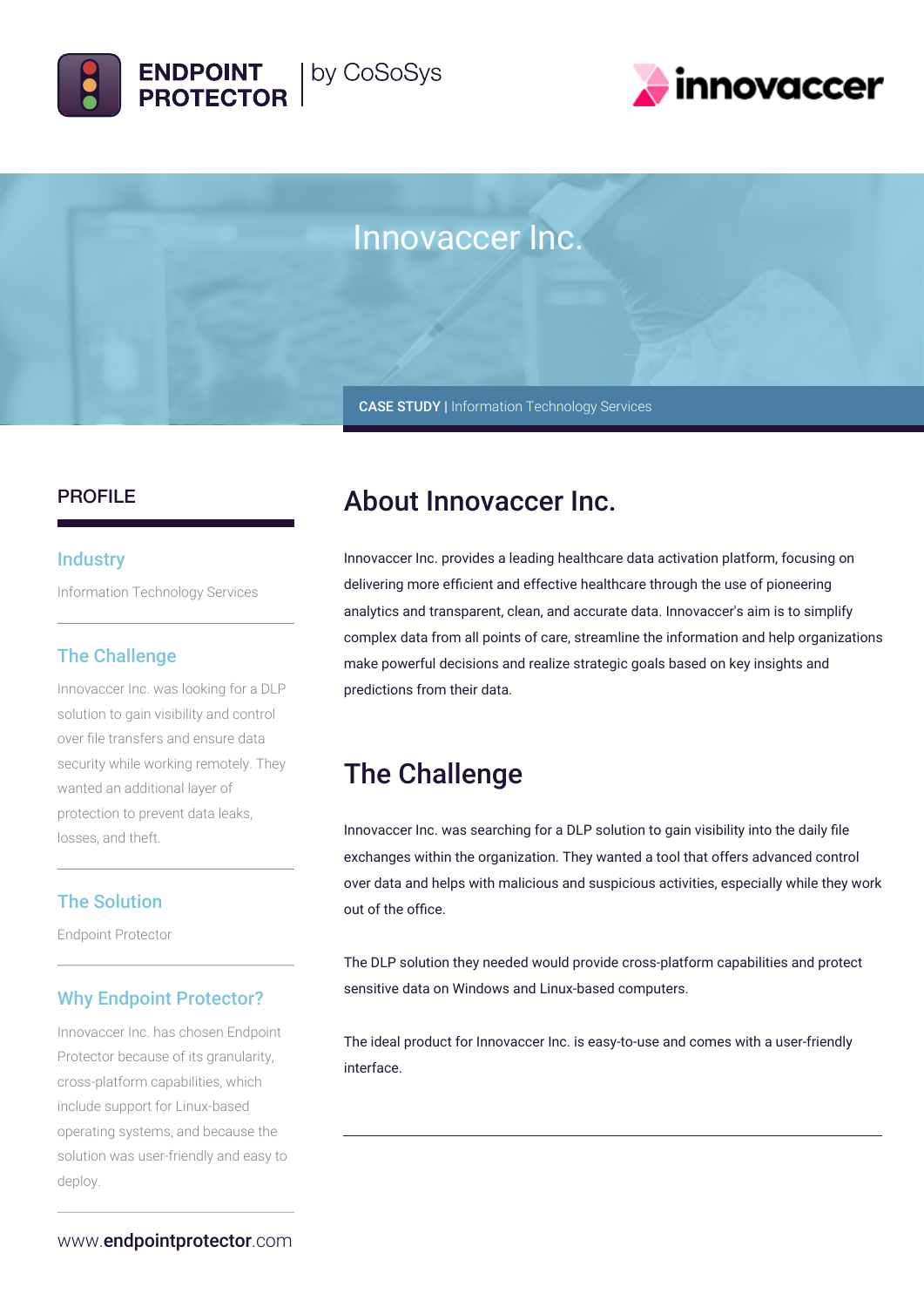# Innovaccer Inc.

**CASE STUDY** | Information Technology Services

## PROFILE

### Industry

Information Technology Services

### The Challenge

Innovaccer Inc. was looking for a DLP solution to gain visibility and control over file transfers and ensure data security while working remotely. They wanted an additional layer of protection to prevent data leaks, losses, and theft.

### The Solution

Endpoint Protector

### Why Endpoint Protector?

Innovaccer Inc. has chosen Endpoint Protector because of its granularity, cross-platform capabilities, which include support for Linux-based operating systems, and because the solution was user-friendly and easy to deploy.

www.**endpointprotector**.com

## About Innovaccer Inc.

Innovaccer Inc. provides a leading healthcare data activation platform, focusing on delivering more efficient and effective healthcare through the use of pioneering analytics and transparent, clean, and accurate data. Innovaccer's aim is to simplify complex data from all points of care, streamline the information and help organizations make powerful decisions and realize strategic goals based on key insights and predictions from their data.

## The Challenge

Innovaccer Inc. was searching for a DLP solution to gain visibility into the daily file exchanges within the organization. They wanted a tool that offers advanced control over data and helps with malicious and suspicious activities, especially while they work out of the office.

The DLP solution they needed would provide cross-platform capabilities and protect sensitive data on Windows and Linux-based computers.

The ideal product for Innovaccer Inc. is easy-to-use and comes with a user-friendly interface.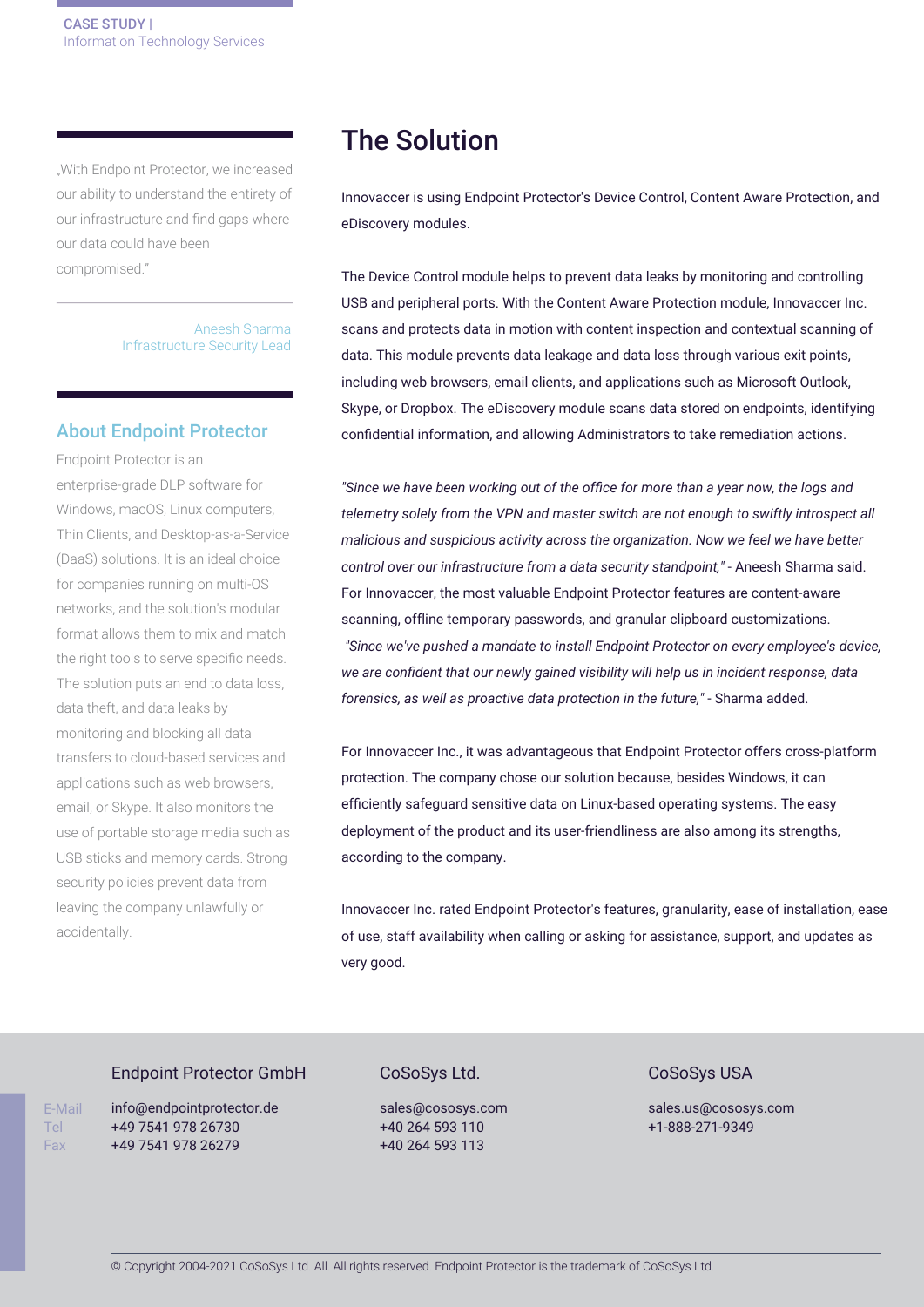„With Endpoint Protector, we increased our ability to understand the entirety of our infrastructure and find gaps where our data could have been compromised."

Aneesh Sharma
Infrastructure Security Lead

## About Endpoint Protector

Endpoint Protector is an enterprise-grade DLP software for Windows, macOS, Linux computers, Thin Clients, and Desktop-as-a-Service (DaaS) solutions. It is an ideal choice for companies running on multi-OS networks, and the solution's modular format allows them to mix and match the right tools to serve specific needs. The solution puts an end to data loss, data theft, and data leaks by monitoring and blocking all data transfers to cloud-based services and applications such as web browsers, email, or Skype. It also monitors the use of portable storage media such as USB sticks and memory cards. Strong security policies prevent data from leaving the company unlawfully or accidentally.

# The Solution

Innovaccer is using Endpoint Protector's Device Control, Content Aware Protection, and eDiscovery modules.

The Device Control module helps to prevent data leaks by monitoring and controlling USB and peripheral ports. With the Content Aware Protection module, Innovaccer Inc. scans and protects data in motion with content inspection and contextual scanning of data. This module prevents data leakage and data loss through various exit points, including web browsers, email clients, and applications such as Microsoft Outlook, Skype, or Dropbox. The eDiscovery module scans data stored on endpoints, identifying confidential information, and allowing Administrators to take remediation actions.

*"Since we have been working out of the office for more than a year now, the logs and telemetry solely from the VPN and master switch are not enough to swiftly introspect all malicious and suspicious activity across the organization. Now we feel we have better control over our infrastructure from a data security standpoint,"* - Aneesh Sharma said. For Innovaccer, the most valuable Endpoint Protector features are content-aware scanning, offline temporary passwords, and granular clipboard customizations. *"Since we've pushed a mandate to install Endpoint Protector on every employee's device, we are confident that our newly gained visibility will help us in incident response, data forensics, as well as proactive data protection in the future,"* - Sharma added.

For Innovaccer Inc., it was advantageous that Endpoint Protector offers cross-platform protection. The company chose our solution because, besides Windows, it can efficiently safeguard sensitive data on Linux-based operating systems. The easy deployment of the product and its user-friendliness are also among its strengths, according to the company.

Innovaccer Inc. rated Endpoint Protector's features, granularity, ease of installation, ease of use, staff availability when calling or asking for assistance, support, and updates as very good.

| | Endpoint Protector GmbH | CoSoSys Ltd. | CoSoSys USA |
|---|---|---|---|
| E-Mail | info@endpointprotector.de | sales@cososys.com | sales.us@cososys.com |
| Tel | +49 7541 978 26730 | +40 264 593 110 | +1-888-271-9349 |
| Fax | +49 7541 978 26279 | +40 264 593 113 | |

© Copyright 2004-2021 CoSoSys Ltd. All. All rights reserved. Endpoint Protector is the trademark of CoSoSys Ltd.